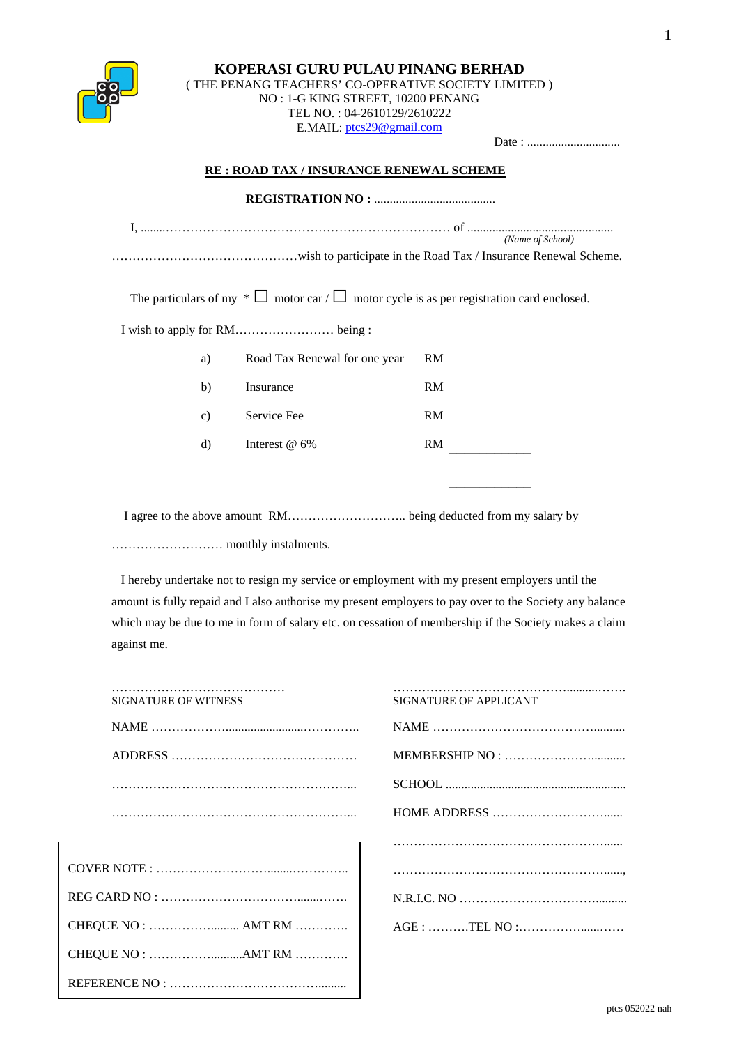# KOPERASI GURU PULAU PINANG BERHAD

( THE PENANG TEACHERS' CO-OPERATIVE SOCIETY LIMITED )
NO : 1-G KING STREET, 10200 PENANG
TEL NO. : 04-2610129/2610222
E.MAIL: ptcs29@gmail.com

Date : ..............................

## RE : ROAD TAX / INSURANCE RENEWAL SCHEME

**REGISTRATION NO :** .......................................

I, ........………………………………………………………………… of ...............................................
*(Name of School)*
………………………………………wish to participate in the Road Tax / Insurance Renewal Scheme.

The particulars of my * ☐ motor car / ☐ motor cycle is as per registration card enclosed.

I wish to apply for RM…………………… being :

| | | |
|---|---|---|
| a) | Road Tax Renewal for one year | RM |
| b) | Insurance | RM |
| c) | Service Fee | RM |
| d) | Interest @ 6% | RM ________ |
| | | ________ |

I agree to the above amount RM……………………….. being deducted from my salary by ……………………… monthly instalments.

I hereby undertake not to resign my service or employment with my present employers until the amount is fully repaid and I also authorise my present employers to pay over to the Society any balance which may be due to me in form of salary etc. on cessation of membership if the Society makes a claim against me.

……………………………………
SIGNATURE OF WITNESS

NAME ………………........................…………..

ADDRESS ………………………………………

…………………………………………………...

…………………………………………………...

……………………………………..........…….
SIGNATURE OF APPLICANT

NAME ……………………………………..........

MEMBERSHIP NO : ………………….........

SCHOOL .........................................................

HOME ADDRESS ………………………......

……………………………………………......

……………………………………………......,

N.R.I.C. NO ……………………………..........

AGE : ……….TEL NO :…………….....……

| |
|---|
| COVER NOTE : …………………….......………….. |
| REG CARD NO : ……………………….......……. |
| CHEQUE NO : …………….......... AMT RM …………. |
| CHEQUE NO : …………….........AMT RM …………. |
| REFERENCE NO : …………………………......... |

ptcs 052022 nah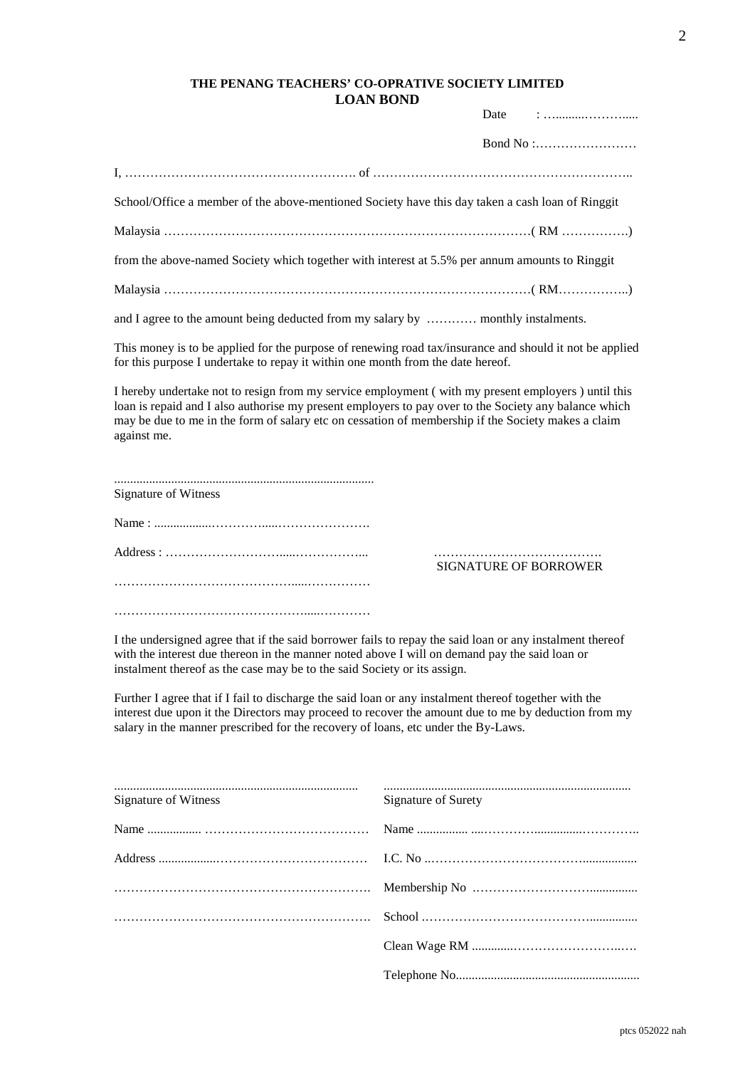**THE PENANG TEACHERS' CO-OPRATIVE SOCIETY LIMITED**

**LOAN BOND**

Date : …..........……….....

Bond No :……………………

I, ………………………………………………. of ……………………………………………………..

School/Office a member of the above-mentioned Society have this day taken a cash loan of Ringgit

Malaysia …………………………………………………………………………( RM …………….)

from the above-named Society which together with interest at 5.5% per annum amounts to Ringgit

Malaysia …………………………………………………………………………( RM……………..)

and I agree to the amount being deducted from my salary by ………… monthly instalments.

This money is to be applied for the purpose of renewing road tax/insurance and should it not be applied for this purpose I undertake to repay it within one month from the date hereof.

I hereby undertake not to resign from my service employment ( with my present employers ) until this loan is repaid and I also authorise my present employers to pay over to the Society any balance which may be due to me in the form of salary etc on cessation of membership if the Society makes a claim against me.

.................................................................................
Signature of Witness

Name : .................……………....………………….

Address : ………………………......……………...

……………………………………......……………

……………………………………….....…………

………………………………….
SIGNATURE OF BORROWER

I the undersigned agree that if the said borrower fails to repay the said loan or any instalment thereof with the interest due thereon in the manner noted above I will on demand pay the said loan or instalment thereof as the case may be to the said Society or its assign.

Further I agree that if I fail to discharge the said loan or any instalment thereof together with the interest due upon it the Directors may proceed to recover the amount due to me by deduction from my salary in the manner prescribed for the recovery of loans, etc under the By-Laws.

| | |
|---|---|
| ............................................................................ Signature of Witness | ............................................................................ Signature of Surety |
| Name ................ ………………………………… | Name ................ ....………….............…………. |
| Address .................……………………………… | I.C. No ..………………………………................ |
| ……………………………………………………. | Membership No ……………………….............. |
| ……………………………………………………. | School ..…………………………………............... |
| | Clean Wage RM ............………………………..…. |
| | Telephone No........................................................ |

ptcs 052022 nah